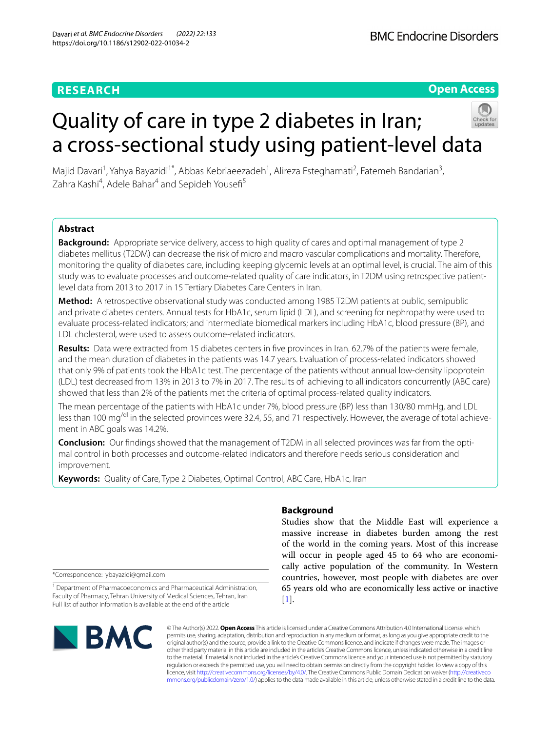RESEARCH

Open Access

# Quality of care in type 2 diabetes in Iran; a cross-sectional study using patient-level data

Majid Davari[1], Yahya Bayazidi[1*], Abbas Kebriaeezadeh[1], Alireza Esteghamati[2], Fatemeh Bandarian[3], Zahra Kashi[4], Adele Bahar[4] and Sepideh Yousefi[5]

## Abstract

**Background:** Appropriate service delivery, access to high quality of cares and optimal management of type 2 diabetes mellitus (T2DM) can decrease the risk of micro and macro vascular complications and mortality. Therefore, monitoring the quality of diabetes care, including keeping glycemic levels at an optimal level, is crucial. The aim of this study was to evaluate processes and outcome-related quality of care indicators, in T2DM using retrospective patient-level data from 2013 to 2017 in 15 Tertiary Diabetes Care Centers in Iran.

**Method:** A retrospective observational study was conducted among 1985 T2DM patients at public, semipublic and private diabetes centers. Annual tests for HbA1c, serum lipid (LDL), and screening for nephropathy were used to evaluate process-related indicators; and intermediate biomedical markers including HbA1c, blood pressure (BP), and LDL cholesterol, were used to assess outcome-related indicators.

**Results:** Data were extracted from 15 diabetes centers in five provinces in Iran. 62.7% of the patients were female, and the mean duration of diabetes in the patients was 14.7 years. Evaluation of process-related indicators showed that only 9% of patients took the HbA1c test. The percentage of the patients without annual low-density lipoprotein (LDL) test decreased from 13% in 2013 to 7% in 2017. The results of achieving to all indicators concurrently (ABC care) showed that less than 2% of the patients met the criteria of optimal process-related quality indicators.

The mean percentage of the patients with HbA1c under 7%, blood pressure (BP) less than 130/80 mmHg, and LDL less than 100 mg/dl in the selected provinces were 32.4, 55, and 71 respectively. However, the average of total achievement in ABC goals was 14.2%.

**Conclusion:** Our findings showed that the management of T2DM in all selected provinces was far from the optimal control in both processes and outcome-related indicators and therefore needs serious consideration and improvement.

**Keywords:** Quality of Care, Type 2 Diabetes, Optimal Control, ABC Care, HbA1c, Iran

## Background

Studies show that the Middle East will experience a massive increase in diabetes burden among the rest of the world in the coming years. Most of this increase will occur in people aged 45 to 64 who are economically active population of the community. In Western countries, however, most people with diabetes are over 65 years old who are economically less active or inactive [1].

*Correspondence: ybayazidi@gmail.com

[1] Department of Pharmacoeconomics and Pharmaceutical Administration, Faculty of Pharmacy, Tehran University of Medical Sciences, Tehran, Iran
Full list of author information is available at the end of the article

© The Author(s) 2022. **Open Access** This article is licensed under a Creative Commons Attribution 4.0 International License, which permits use, sharing, adaptation, distribution and reproduction in any medium or format, as long as you give appropriate credit to the original author(s) and the source, provide a link to the Creative Commons licence, and indicate if changes were made. The images or other third party material in this article are included in the article's Creative Commons licence, unless indicated otherwise in a credit line to the material. If material is not included in the article's Creative Commons licence and your intended use is not permitted by statutory regulation or exceeds the permitted use, you will need to obtain permission directly from the copyright holder. To view a copy of this licence, visit http://creativecommons.org/licenses/by/4.0/. The Creative Commons Public Domain Dedication waiver (http://creativecommons.org/publicdomain/zero/1.0/) applies to the data made available in this article, unless otherwise stated in a credit line to the data.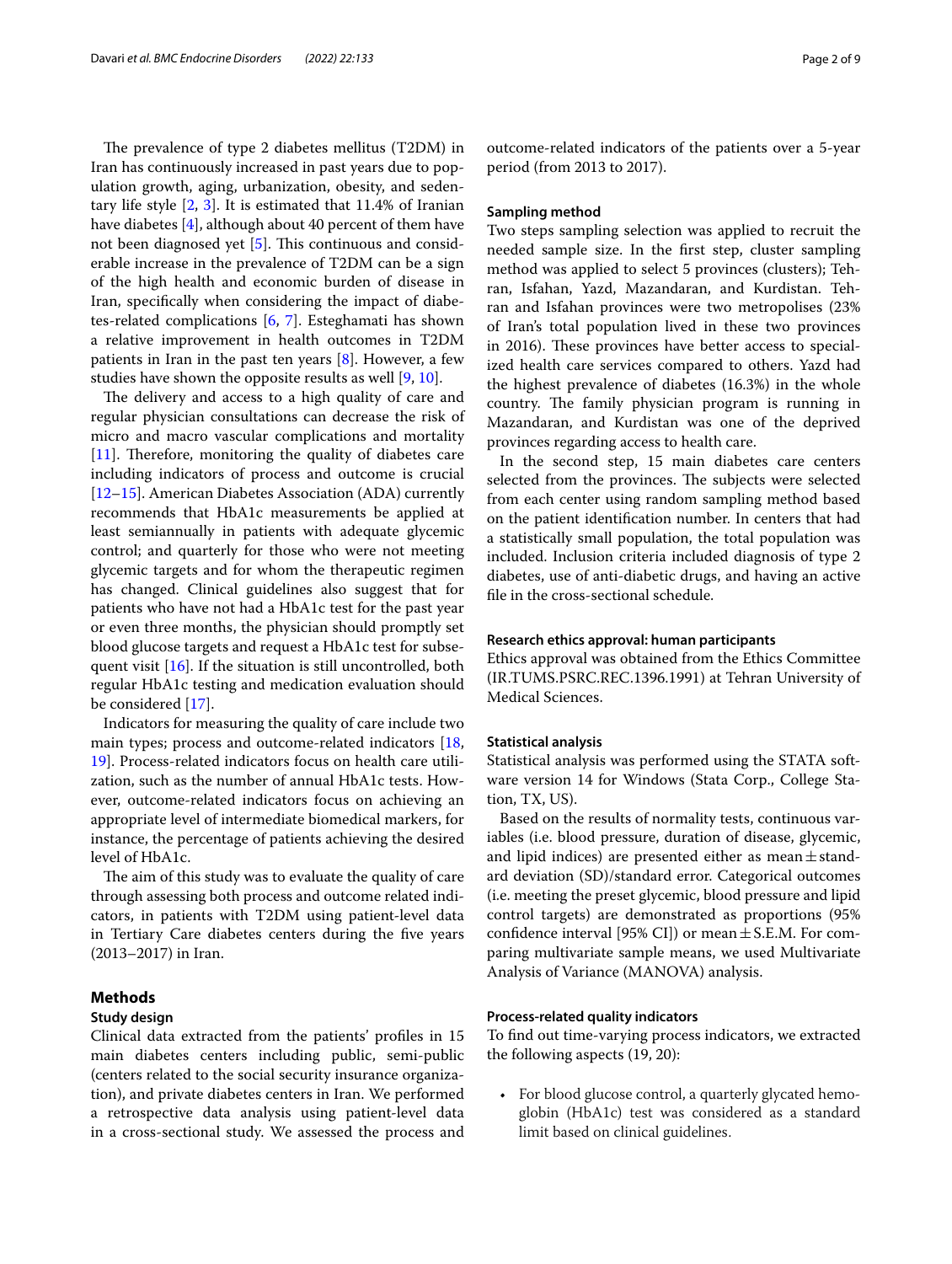The prevalence of type 2 diabetes mellitus (T2DM) in Iran has continuously increased in past years due to population growth, aging, urbanization, obesity, and sedentary life style [2, 3]. It is estimated that 11.4% of Iranian have diabetes [4], although about 40 percent of them have not been diagnosed yet [5]. This continuous and considerable increase in the prevalence of T2DM can be a sign of the high health and economic burden of disease in Iran, specifically when considering the impact of diabetes-related complications [6, 7]. Esteghamati has shown a relative improvement in health outcomes in T2DM patients in Iran in the past ten years [8]. However, a few studies have shown the opposite results as well [9, 10].

The delivery and access to a high quality of care and regular physician consultations can decrease the risk of micro and macro vascular complications and mortality [11]. Therefore, monitoring the quality of diabetes care including indicators of process and outcome is crucial [12–15]. American Diabetes Association (ADA) currently recommends that HbA1c measurements be applied at least semiannually in patients with adequate glycemic control; and quarterly for those who were not meeting glycemic targets and for whom the therapeutic regimen has changed. Clinical guidelines also suggest that for patients who have not had a HbA1c test for the past year or even three months, the physician should promptly set blood glucose targets and request a HbA1c test for subsequent visit [16]. If the situation is still uncontrolled, both regular HbA1c testing and medication evaluation should be considered [17].

Indicators for measuring the quality of care include two main types; process and outcome-related indicators [18, 19]. Process-related indicators focus on health care utilization, such as the number of annual HbA1c tests. However, outcome-related indicators focus on achieving an appropriate level of intermediate biomedical markers, for instance, the percentage of patients achieving the desired level of HbA1c.

The aim of this study was to evaluate the quality of care through assessing both process and outcome related indicators, in patients with T2DM using patient-level data in Tertiary Care diabetes centers during the five years (2013–2017) in Iran.

## Methods

### Study design

Clinical data extracted from the patients' profiles in 15 main diabetes centers including public, semi-public (centers related to the social security insurance organization), and private diabetes centers in Iran. We performed a retrospective data analysis using patient-level data in a cross-sectional study. We assessed the process and outcome-related indicators of the patients over a 5-year period (from 2013 to 2017).

### Sampling method

Two steps sampling selection was applied to recruit the needed sample size. In the first step, cluster sampling method was applied to select 5 provinces (clusters); Tehran, Isfahan, Yazd, Mazandaran, and Kurdistan. Tehran and Isfahan provinces were two metropolises (23% of Iran's total population lived in these two provinces in 2016). These provinces have better access to specialized health care services compared to others. Yazd had the highest prevalence of diabetes (16.3%) in the whole country. The family physician program is running in Mazandaran, and Kurdistan was one of the deprived provinces regarding access to health care.

In the second step, 15 main diabetes care centers selected from the provinces. The subjects were selected from each center using random sampling method based on the patient identification number. In centers that had a statistically small population, the total population was included. Inclusion criteria included diagnosis of type 2 diabetes, use of anti-diabetic drugs, and having an active file in the cross-sectional schedule.

### Research ethics approval: human participants

Ethics approval was obtained from the Ethics Committee (IR.TUMS.PSRC.REC.1396.1991) at Tehran University of Medical Sciences.

### Statistical analysis

Statistical analysis was performed using the STATA software version 14 for Windows (Stata Corp., College Station, TX, US).

Based on the results of normality tests, continuous variables (i.e. blood pressure, duration of disease, glycemic, and lipid indices) are presented either as mean ± standard deviation (SD)/standard error. Categorical outcomes (i.e. meeting the preset glycemic, blood pressure and lipid control targets) are demonstrated as proportions (95% confidence interval [95% CI]) or mean ± S.E.M. For comparing multivariate sample means, we used Multivariate Analysis of Variance (MANOVA) analysis.

### Process-related quality indicators

To find out time-varying process indicators, we extracted the following aspects (19, 20):

- For blood glucose control, a quarterly glycated hemoglobin (HbA1c) test was considered as a standard limit based on clinical guidelines.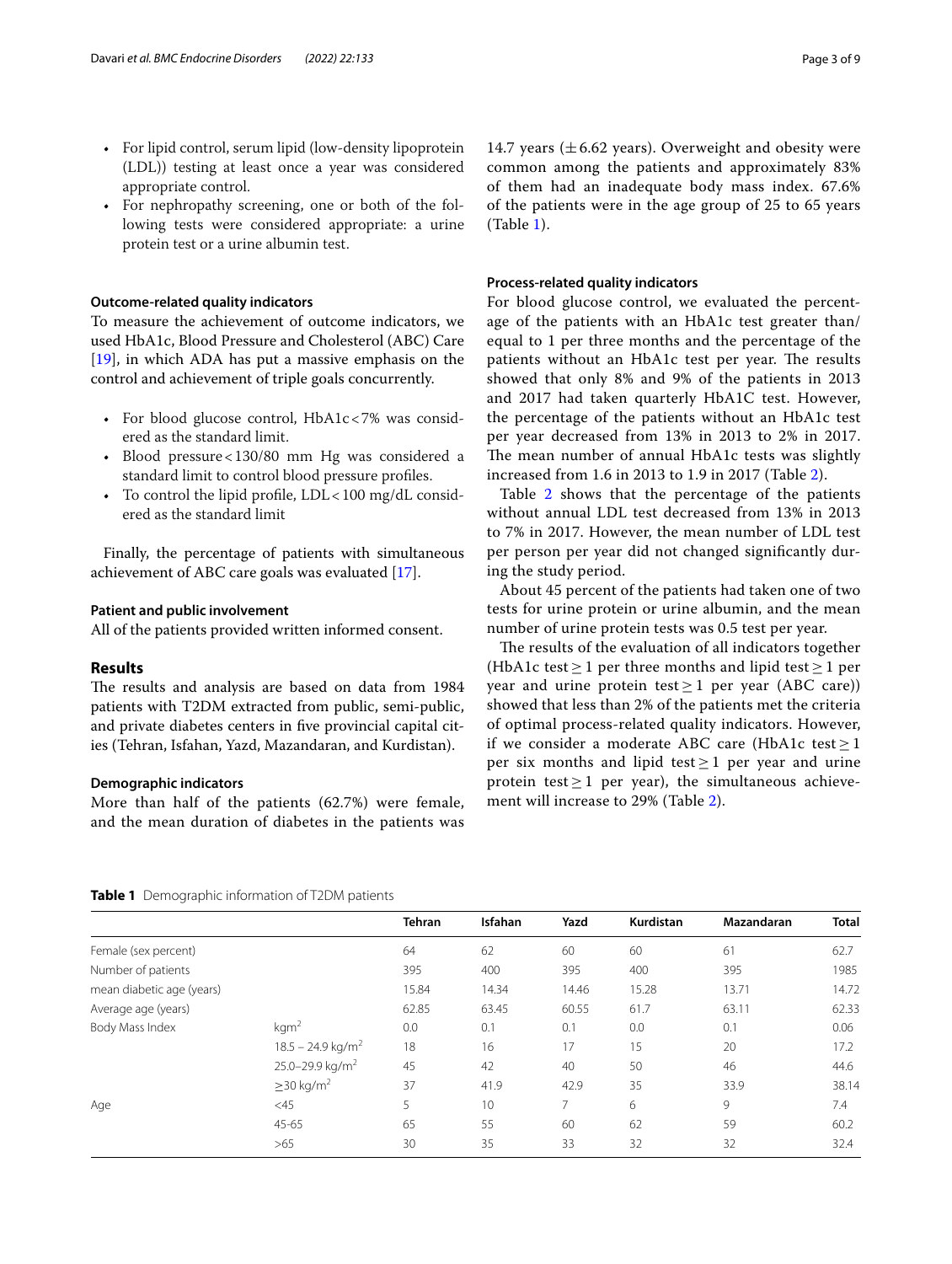- For lipid control, serum lipid (low-density lipoprotein (LDL)) testing at least once a year was considered appropriate control.
- For nephropathy screening, one or both of the following tests were considered appropriate: a urine protein test or a urine albumin test.

### Outcome-related quality indicators

To measure the achievement of outcome indicators, we used HbA1c, Blood Pressure and Cholesterol (ABC) Care [19], in which ADA has put a massive emphasis on the control and achievement of triple goals concurrently.

- For blood glucose control, HbA1c < 7% was considered as the standard limit.
- Blood pressure < 130/80 mm Hg was considered a standard limit to control blood pressure profiles.
- To control the lipid profile, LDL < 100 mg/dL considered as the standard limit

Finally, the percentage of patients with simultaneous achievement of ABC care goals was evaluated [17].

### Patient and public involvement

All of the patients provided written informed consent.

## Results

The results and analysis are based on data from 1984 patients with T2DM extracted from public, semi-public, and private diabetes centers in five provincial capital cities (Tehran, Isfahan, Yazd, Mazandaran, and Kurdistan).

### Demographic indicators

More than half of the patients (62.7%) were female, and the mean duration of diabetes in the patients was 14.7 years (± 6.62 years). Overweight and obesity were common among the patients and approximately 83% of them had an inadequate body mass index. 67.6% of the patients were in the age group of 25 to 65 years (Table 1).

### Process-related quality indicators

For blood glucose control, we evaluated the percentage of the patients with an HbA1c test greater than/equal to 1 per three months and the percentage of the patients without an HbA1c test per year. The results showed that only 8% and 9% of the patients in 2013 and 2017 had taken quarterly HbA1C test. However, the percentage of the patients without an HbA1c test per year decreased from 13% in 2013 to 2% in 2017. The mean number of annual HbA1c tests was slightly increased from 1.6 in 2013 to 1.9 in 2017 (Table 2).

Table 2 shows that the percentage of the patients without annual LDL test decreased from 13% in 2013 to 7% in 2017. However, the mean number of LDL test per person per year did not changed significantly during the study period.

About 45 percent of the patients had taken one of two tests for urine protein or urine albumin, and the mean number of urine protein tests was 0.5 test per year.

The results of the evaluation of all indicators together (HbA1c test ≥ 1 per three months and lipid test ≥ 1 per year and urine protein test ≥ 1 per year (ABC care)) showed that less than 2% of the patients met the criteria of optimal process-related quality indicators. However, if we consider a moderate ABC care (HbA1c test ≥ 1 per six months and lipid test ≥ 1 per year and urine protein test ≥ 1 per year), the simultaneous achievement will increase to 29% (Table 2).

**Table 1** Demographic information of T2DM patients

| | | Tehran | Isfahan | Yazd | Kurdistan | Mazandaran | Total |
|---|---|---|---|---|---|---|---|
| Female (sex percent) | | 64 | 62 | 60 | 60 | 61 | 62.7 |
| Number of patients | | 395 | 400 | 395 | 400 | 395 | 1985 |
| mean diabetic age (years) | | 15.84 | 14.34 | 14.46 | 15.28 | 13.71 | 14.72 |
| Average age (years) | | 62.85 | 63.45 | 60.55 | 61.7 | 63.11 | 62.33 |
| Body Mass Index | kgm$^2$ | 0.0 | 0.1 | 0.1 | 0.0 | 0.1 | 0.06 |
| | 18.5 – 24.9 kg/m$^2$ | 18 | 16 | 17 | 15 | 20 | 17.2 |
| | 25.0–29.9 kg/m$^2$ | 45 | 42 | 40 | 50 | 46 | 44.6 |
| | ≥30 kg/m$^2$ | 37 | 41.9 | 42.9 | 35 | 33.9 | 38.14 |
| Age | <45 | 5 | 10 | 7 | 6 | 9 | 7.4 |
| | 45-65 | 65 | 55 | 60 | 62 | 59 | 60.2 |
| | >65 | 30 | 35 | 33 | 32 | 32 | 32.4 |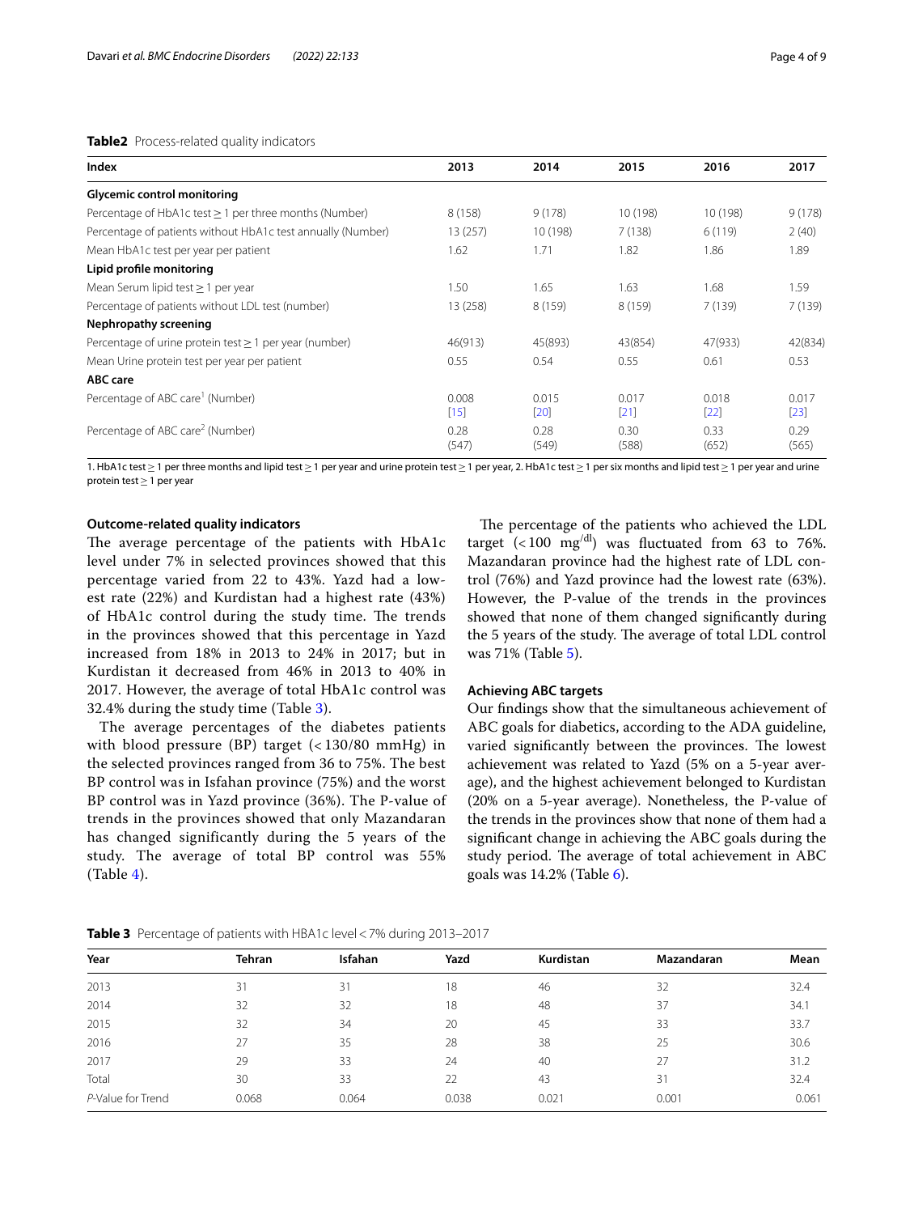**Table2** Process-related quality indicators

| Index | 2013 | 2014 | 2015 | 2016 | 2017 |
|---|---|---|---|---|---|
| **Glycemic control monitoring** | | | | | |
| Percentage of HbA1c test ≥ 1 per three months (Number) | 8 (158) | 9 (178) | 10 (198) | 10 (198) | 9 (178) |
| Percentage of patients without HbA1c test annually (Number) | 13 (257) | 10 (198) | 7 (138) | 6 (119) | 2 (40) |
| Mean HbA1c test per year per patient | 1.62 | 1.71 | 1.82 | 1.86 | 1.89 |
| **Lipid profile monitoring** | | | | | |
| Mean Serum lipid test ≥ 1 per year | 1.50 | 1.65 | 1.63 | 1.68 | 1.59 |
| Percentage of patients without LDL test (number) | 13 (258) | 8 (159) | 8 (159) | 7 (139) | 7 (139) |
| **Nephropathy screening** | | | | | |
| Percentage of urine protein test ≥ 1 per year (number) | 46(913) | 45(893) | 43(854) | 47(933) | 42(834) |
| Mean Urine protein test per year per patient | 0.55 | 0.54 | 0.55 | 0.61 | 0.53 |
| **ABC care** | | | | | |
| Percentage of ABC care[1] (Number) | 0.008 [15] | 0.015 [20] | 0.017 [21] | 0.018 [22] | 0.017 [23] |
| Percentage of ABC care[2] (Number) | 0.28 (547) | 0.28 (549) | 0.30 (588) | 0.33 (652) | 0.29 (565) |

1. HbA1c test ≥ 1 per three months and lipid test ≥ 1 per year and urine protein test ≥ 1 per year, 2. HbA1c test ≥ 1 per six months and lipid test ≥ 1 per year and urine protein test ≥ 1 per year

### Outcome-related quality indicators

The average percentage of the patients with HbA1c level under 7% in selected provinces showed that this percentage varied from 22 to 43%. Yazd had a lowest rate (22%) and Kurdistan had a highest rate (43%) of HbA1c control during the study time. The trends in the provinces showed that this percentage in Yazd increased from 18% in 2013 to 24% in 2017; but in Kurdistan it decreased from 46% in 2013 to 40% in 2017. However, the average of total HbA1c control was 32.4% during the study time (Table 3).

The average percentages of the diabetes patients with blood pressure (BP) target (< 130/80 mmHg) in the selected provinces ranged from 36 to 75%. The best BP control was in Isfahan province (75%) and the worst BP control was in Yazd province (36%). The P-value of trends in the provinces showed that only Mazandaran has changed significantly during the 5 years of the study. The average of total BP control was 55% (Table 4).

The percentage of the patients who achieved the LDL target (< 100 $mg^{/dl}$) was fluctuated from 63 to 76%. Mazandaran province had the highest rate of LDL control (76%) and Yazd province had the lowest rate (63%). However, the P-value of the trends in the provinces showed that none of them changed significantly during the 5 years of the study. The average of total LDL control was 71% (Table 5).

### Achieving ABC targets

Our findings show that the simultaneous achievement of ABC goals for diabetics, according to the ADA guideline, varied significantly between the provinces. The lowest achievement was related to Yazd (5% on a 5-year average), and the highest achievement belonged to Kurdistan (20% on a 5-year average). Nonetheless, the P-value of the trends in the provinces show that none of them had a significant change in achieving the ABC goals during the study period. The average of total achievement in ABC goals was 14.2% (Table 6).

**Table 3** Percentage of patients with HBA1c level < 7% during 2013–2017

| Year | Tehran | Isfahan | Yazd | Kurdistan | Mazandaran | Mean |
|---|---|---|---|---|---|---|
| 2013 | 31 | 31 | 18 | 46 | 32 | 32.4 |
| 2014 | 32 | 32 | 18 | 48 | 37 | 34.1 |
| 2015 | 32 | 34 | 20 | 45 | 33 | 33.7 |
| 2016 | 27 | 35 | 28 | 38 | 25 | 30.6 |
| 2017 | 29 | 33 | 24 | 40 | 27 | 31.2 |
| Total | 30 | 33 | 22 | 43 | 31 | 32.4 |
| *P*-Value for Trend | 0.068 | 0.064 | 0.038 | 0.021 | 0.001 | 0.061 |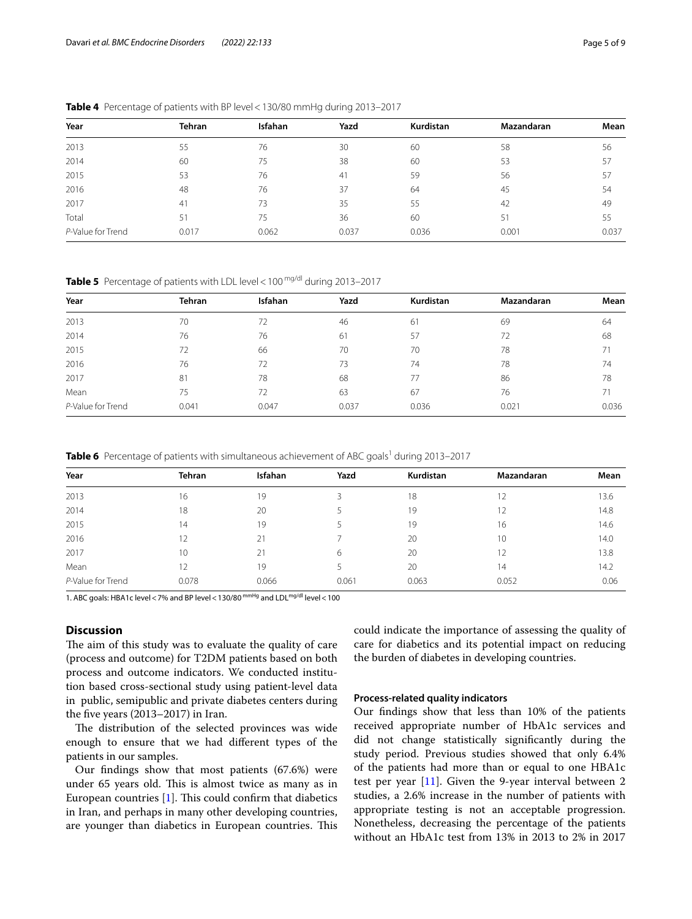**Table 4** Percentage of patients with BP level < 130/80 mmHg during 2013–2017

| Year | Tehran | Isfahan | Yazd | Kurdistan | Mazandaran | Mean |
|---|---|---|---|---|---|---|
| 2013 | 55 | 76 | 30 | 60 | 58 | 56 |
| 2014 | 60 | 75 | 38 | 60 | 53 | 57 |
| 2015 | 53 | 76 | 41 | 59 | 56 | 57 |
| 2016 | 48 | 76 | 37 | 64 | 45 | 54 |
| 2017 | 41 | 73 | 35 | 55 | 42 | 49 |
| Total | 51 | 75 | 36 | 60 | 51 | 55 |
| *P*-Value for Trend | 0.017 | 0.062 | 0.037 | 0.036 | 0.001 | 0.037 |

**Table 5** Percentage of patients with LDL level < 100 $^{mg/dl}$ during 2013–2017

| Year | Tehran | Isfahan | Yazd | Kurdistan | Mazandaran | Mean |
|---|---|---|---|---|---|---|
| 2013 | 70 | 72 | 46 | 61 | 69 | 64 |
| 2014 | 76 | 76 | 61 | 57 | 72 | 68 |
| 2015 | 72 | 66 | 70 | 70 | 78 | 71 |
| 2016 | 76 | 72 | 73 | 74 | 78 | 74 |
| 2017 | 81 | 78 | 68 | 77 | 86 | 78 |
| Mean | 75 | 72 | 63 | 67 | 76 | 71 |
| *P*-Value for Trend | 0.041 | 0.047 | 0.037 | 0.036 | 0.021 | 0.036 |

**Table 6** Percentage of patients with simultaneous achievement of ABC goals[1] during 2013–2017

| Year | Tehran | Isfahan | Yazd | Kurdistan | Mazandaran | Mean |
|---|---|---|---|---|---|---|
| 2013 | 16 | 19 | 3 | 18 | 12 | 13.6 |
| 2014 | 18 | 20 | 5 | 19 | 12 | 14.8 |
| 2015 | 14 | 19 | 5 | 19 | 16 | 14.6 |
| 2016 | 12 | 21 | 7 | 20 | 10 | 14.0 |
| 2017 | 10 | 21 | 6 | 20 | 12 | 13.8 |
| Mean | 12 | 19 | 5 | 20 | 14 | 14.2 |
| *P*-Value for Trend | 0.078 | 0.066 | 0.061 | 0.063 | 0.052 | 0.06 |

1. ABC goals: HBA1c level < 7% and BP level < 130/80 $^{mmHg}$ and LDL$^{mg/dl}$ level < 100

## Discussion

The aim of this study was to evaluate the quality of care (process and outcome) for T2DM patients based on both process and outcome indicators. We conducted institution based cross-sectional study using patient-level data in public, semipublic and private diabetes centers during the five years (2013–2017) in Iran.

The distribution of the selected provinces was wide enough to ensure that we had different types of the patients in our samples.

Our findings show that most patients (67.6%) were under 65 years old. This is almost twice as many as in European countries [1]. This could confirm that diabetics in Iran, and perhaps in many other developing countries, are younger than diabetics in European countries. This could indicate the importance of assessing the quality of care for diabetics and its potential impact on reducing the burden of diabetes in developing countries.

### Process-related quality indicators

Our findings show that less than 10% of the patients received appropriate number of HbA1c services and did not change statistically significantly during the study period. Previous studies showed that only 6.4% of the patients had more than or equal to one HBA1c test per year [11]. Given the 9-year interval between 2 studies, a 2.6% increase in the number of patients with appropriate testing is not an acceptable progression. Nonetheless, decreasing the percentage of the patients without an HbA1c test from 13% in 2013 to 2% in 2017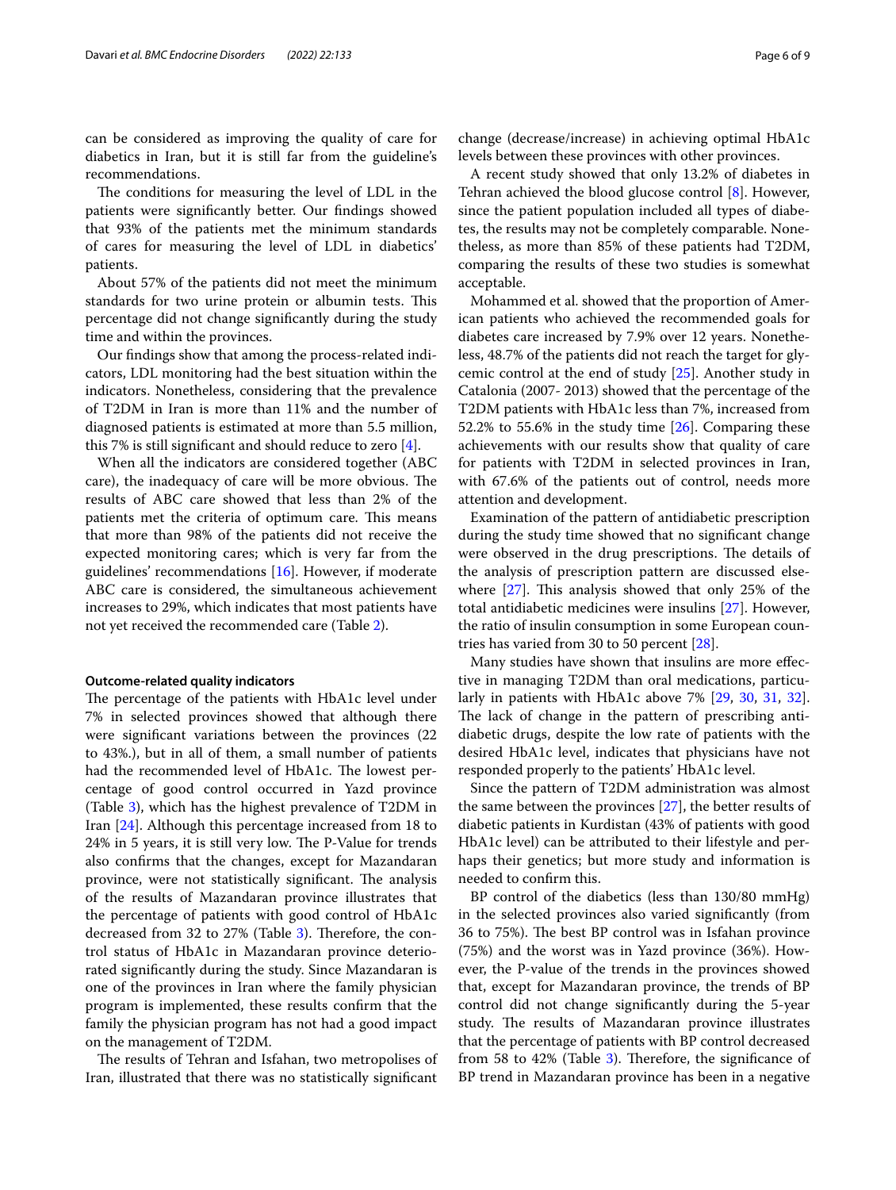can be considered as improving the quality of care for diabetics in Iran, but it is still far from the guideline's recommendations.

The conditions for measuring the level of LDL in the patients were significantly better. Our findings showed that 93% of the patients met the minimum standards of cares for measuring the level of LDL in diabetics' patients.

About 57% of the patients did not meet the minimum standards for two urine protein or albumin tests. This percentage did not change significantly during the study time and within the provinces.

Our findings show that among the process-related indicators, LDL monitoring had the best situation within the indicators. Nonetheless, considering that the prevalence of T2DM in Iran is more than 11% and the number of diagnosed patients is estimated at more than 5.5 million, this 7% is still significant and should reduce to zero [4].

When all the indicators are considered together (ABC care), the inadequacy of care will be more obvious. The results of ABC care showed that less than 2% of the patients met the criteria of optimum care. This means that more than 98% of the patients did not receive the expected monitoring cares; which is very far from the guidelines' recommendations [16]. However, if moderate ABC care is considered, the simultaneous achievement increases to 29%, which indicates that most patients have not yet received the recommended care (Table 2).

#### Outcome-related quality indicators

The percentage of the patients with HbA1c level under 7% in selected provinces showed that although there were significant variations between the provinces (22 to 43%.), but in all of them, a small number of patients had the recommended level of HbA1c. The lowest percentage of good control occurred in Yazd province (Table 3), which has the highest prevalence of T2DM in Iran [24]. Although this percentage increased from 18 to 24% in 5 years, it is still very low. The P-Value for trends also confirms that the changes, except for Mazandaran province, were not statistically significant. The analysis of the results of Mazandaran province illustrates that the percentage of patients with good control of HbA1c decreased from 32 to 27% (Table 3). Therefore, the control status of HbA1c in Mazandaran province deteriorated significantly during the study. Since Mazandaran is one of the provinces in Iran where the family physician program is implemented, these results confirm that the family the physician program has not had a good impact on the management of T2DM.

The results of Tehran and Isfahan, two metropolises of Iran, illustrated that there was no statistically significant change (decrease/increase) in achieving optimal HbA1c levels between these provinces with other provinces.

A recent study showed that only 13.2% of diabetes in Tehran achieved the blood glucose control [8]. However, since the patient population included all types of diabetes, the results may not be completely comparable. Nonetheless, as more than 85% of these patients had T2DM, comparing the results of these two studies is somewhat acceptable.

Mohammed et al. showed that the proportion of American patients who achieved the recommended goals for diabetes care increased by 7.9% over 12 years. Nonetheless, 48.7% of the patients did not reach the target for glycemic control at the end of study [25]. Another study in Catalonia (2007- 2013) showed that the percentage of the T2DM patients with HbA1c less than 7%, increased from 52.2% to 55.6% in the study time [26]. Comparing these achievements with our results show that quality of care for patients with T2DM in selected provinces in Iran, with 67.6% of the patients out of control, needs more attention and development.

Examination of the pattern of antidiabetic prescription during the study time showed that no significant change were observed in the drug prescriptions. The details of the analysis of prescription pattern are discussed elsewhere [27]. This analysis showed that only 25% of the total antidiabetic medicines were insulins [27]. However, the ratio of insulin consumption in some European countries has varied from 30 to 50 percent [28].

Many studies have shown that insulins are more effective in managing T2DM than oral medications, particularly in patients with HbA1c above 7% [29, 30, 31, 32]. The lack of change in the pattern of prescribing antidiabetic drugs, despite the low rate of patients with the desired HbA1c level, indicates that physicians have not responded properly to the patients' HbA1c level.

Since the pattern of T2DM administration was almost the same between the provinces [27], the better results of diabetic patients in Kurdistan (43% of patients with good HbA1c level) can be attributed to their lifestyle and perhaps their genetics; but more study and information is needed to confirm this.

BP control of the diabetics (less than 130/80 mmHg) in the selected provinces also varied significantly (from 36 to 75%). The best BP control was in Isfahan province (75%) and the worst was in Yazd province (36%). However, the P-value of the trends in the provinces showed that, except for Mazandaran province, the trends of BP control did not change significantly during the 5-year study. The results of Mazandaran province illustrates that the percentage of patients with BP control decreased from 58 to 42% (Table 3). Therefore, the significance of BP trend in Mazandaran province has been in a negative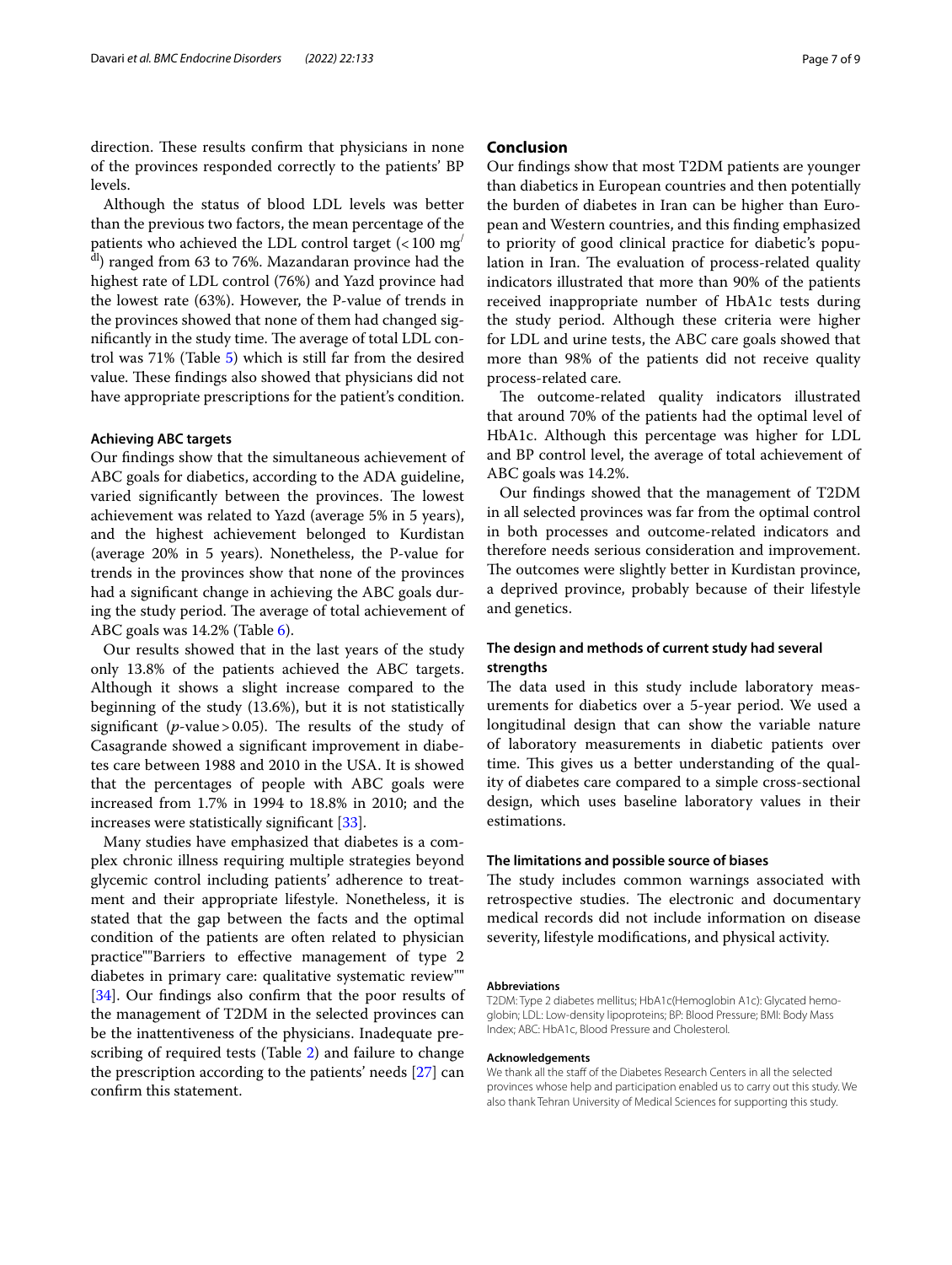direction. These results confirm that physicians in none of the provinces responded correctly to the patients' BP levels.

Although the status of blood LDL levels was better than the previous two factors, the mean percentage of the patients who achieved the LDL control target (< 100 mg/dl) ranged from 63 to 76%. Mazandaran province had the highest rate of LDL control (76%) and Yazd province had the lowest rate (63%). However, the P-value of trends in the provinces showed that none of them had changed significantly in the study time. The average of total LDL control was 71% (Table 5) which is still far from the desired value. These findings also showed that physicians did not have appropriate prescriptions for the patient's condition.

#### Achieving ABC targets

Our findings show that the simultaneous achievement of ABC goals for diabetics, according to the ADA guideline, varied significantly between the provinces. The lowest achievement was related to Yazd (average 5% in 5 years), and the highest achievement belonged to Kurdistan (average 20% in 5 years). Nonetheless, the P-value for trends in the provinces show that none of the provinces had a significant change in achieving the ABC goals during the study period. The average of total achievement of ABC goals was 14.2% (Table 6).

Our results showed that in the last years of the study only 13.8% of the patients achieved the ABC targets. Although it shows a slight increase compared to the beginning of the study (13.6%), but it is not statistically significant ($p$-value > 0.05). The results of the study of Casagrande showed a significant improvement in diabetes care between 1988 and 2010 in the USA. It is showed that the percentages of people with ABC goals were increased from 1.7% in 1994 to 18.8% in 2010; and the increases were statistically significant [33].

Many studies have emphasized that diabetes is a complex chronic illness requiring multiple strategies beyond glycemic control including patients' adherence to treatment and their appropriate lifestyle. Nonetheless, it is stated that the gap between the facts and the optimal condition of the patients are often related to physician practice""Barriers to effective management of type 2 diabetes in primary care: qualitative systematic review"" [34]. Our findings also confirm that the poor results of the management of T2DM in the selected provinces can be the inattentiveness of the physicians. Inadequate prescribing of required tests (Table 2) and failure to change the prescription according to the patients' needs [27] can confirm this statement.

## Conclusion

Our findings show that most T2DM patients are younger than diabetics in European countries and then potentially the burden of diabetes in Iran can be higher than European and Western countries, and this finding emphasized to priority of good clinical practice for diabetic's population in Iran. The evaluation of process-related quality indicators illustrated that more than 90% of the patients received inappropriate number of HbA1c tests during the study period. Although these criteria were higher for LDL and urine tests, the ABC care goals showed that more than 98% of the patients did not receive quality process-related care.

The outcome-related quality indicators illustrated that around 70% of the patients had the optimal level of HbA1c. Although this percentage was higher for LDL and BP control level, the average of total achievement of ABC goals was 14.2%.

Our findings showed that the management of T2DM in all selected provinces was far from the optimal control in both processes and outcome-related indicators and therefore needs serious consideration and improvement. The outcomes were slightly better in Kurdistan province, a deprived province, probably because of their lifestyle and genetics.

#### The design and methods of current study had several strengths

The data used in this study include laboratory measurements for diabetics over a 5-year period. We used a longitudinal design that can show the variable nature of laboratory measurements in diabetic patients over time. This gives us a better understanding of the quality of diabetes care compared to a simple cross-sectional design, which uses baseline laboratory values in their estimations.

#### The limitations and possible source of biases

The study includes common warnings associated with retrospective studies. The electronic and documentary medical records did not include information on disease severity, lifestyle modifications, and physical activity.

#### Abbreviations

T2DM: Type 2 diabetes mellitus; HbA1c(Hemoglobin A1c): Glycated hemoglobin; LDL: Low-density lipoproteins; BP: Blood Pressure; BMI: Body Mass Index; ABC: HbA1c, Blood Pressure and Cholesterol.

#### Acknowledgements

We thank all the staff of the Diabetes Research Centers in all the selected provinces whose help and participation enabled us to carry out this study. We also thank Tehran University of Medical Sciences for supporting this study.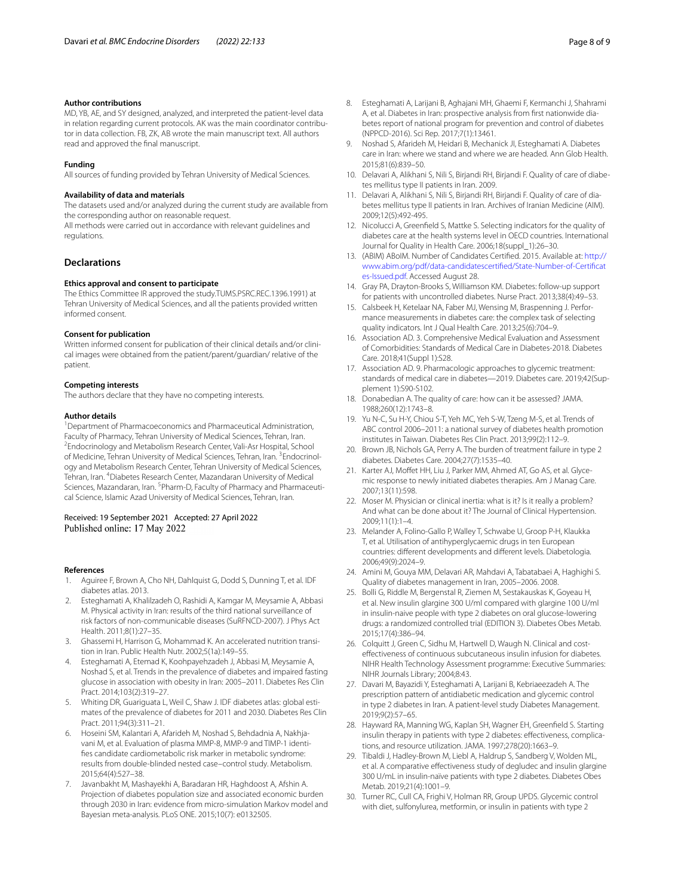#### Author contributions

MD, YB, AE, and SY designed, analyzed, and interpreted the patient-level data in relation regarding current protocols. AK was the main coordinator contributor in data collection. FB, ZK, AB wrote the main manuscript text. All authors read and approved the final manuscript.

#### Funding

All sources of funding provided by Tehran University of Medical Sciences.

#### Availability of data and materials

The datasets used and/or analyzed during the current study are available from the corresponding author on reasonable request.
All methods were carried out in accordance with relevant guidelines and regulations.

## Declarations

#### Ethics approval and consent to participate

The Ethics Committee IR approved the study.TUMS.PSRC.REC.1396.1991) at Tehran University of Medical Sciences, and all the patients provided written informed consent.

#### Consent for publication

Written informed consent for publication of their clinical details and/or clinical images were obtained from the patient/parent/guardian/ relative of the patient.

#### Competing interests

The authors declare that they have no competing interests.

#### Author details

[1]Department of Pharmacoeconomics and Pharmaceutical Administration, Faculty of Pharmacy, Tehran University of Medical Sciences, Tehran, Iran. [2]Endocrinology and Metabolism Research Center, Vali-Asr Hospital, School of Medicine, Tehran University of Medical Sciences, Tehran, Iran. [3]Endocrinology and Metabolism Research Center, Tehran University of Medical Sciences, Tehran, Iran. [4]Diabetes Research Center, Mazandaran University of Medical Sciences, Mazandaran, Iran. [5]Pharm-D, Faculty of Pharmacy and Pharmaceutical Science, Islamic Azad University of Medical Sciences, Tehran, Iran.

Received: 19 September 2021 Accepted: 27 April 2022
Published online: 17 May 2022

#### References

1. Aguiree F, Brown A, Cho NH, Dahlquist G, Dodd S, Dunning T, et al. IDF diabetes atlas. 2013.
2. Esteghamati A, Khalilzadeh O, Rashidi A, Kamgar M, Meysamie A, Abbasi M. Physical activity in Iran: results of the third national surveillance of risk factors of non-communicable diseases (SuRFNCD-2007). J Phys Act Health. 2011;8(1):27–35.
3. Ghassemi H, Harrison G, Mohammad K. An accelerated nutrition transition in Iran. Public Health Nutr. 2002;5(1a):149–55.
4. Esteghamati A, Etemad K, Koohpayehzadeh J, Abbasi M, Meysamie A, Noshad S, et al. Trends in the prevalence of diabetes and impaired fasting glucose in association with obesity in Iran: 2005–2011. Diabetes Res Clin Pract. 2014;103(2):319–27.
5. Whiting DR, Guariguata L, Weil C, Shaw J. IDF diabetes atlas: global estimates of the prevalence of diabetes for 2011 and 2030. Diabetes Res Clin Pract. 2011;94(3):311–21.
6. Hoseini SM, Kalantari A, Afarideh M, Noshad S, Behdadnia A, Nakhjavani M, et al. Evaluation of plasma MMP-8, MMP-9 and TIMP-1 identifies candidate cardiometabolic risk marker in metabolic syndrome: results from double-blinded nested case–control study. Metabolism. 2015;64(4):527–38.
7. Javanbakht M, Mashayekhi A, Baradaran HR, Haghdoost A, Afshin A. Projection of diabetes population size and associated economic burden through 2030 in Iran: evidence from micro-simulation Markov model and Bayesian meta-analysis. PLoS ONE. 2015;10(7): e0132505.
8. Esteghamati A, Larijani B, Aghajani MH, Ghaemi F, Kermanchi J, Shahrami A, et al. Diabetes in Iran: prospective analysis from first nationwide diabetes report of national program for prevention and control of diabetes (NPPCD-2016). Sci Rep. 2017;7(1):13461.
9. Noshad S, Afarideh M, Heidari B, Mechanick JI, Esteghamati A. Diabetes care in Iran: where we stand and where we are headed. Ann Glob Health. 2015;81(6):839–50.
10. Delavari A, Alikhani S, Nili S, Birjandi RH, Birjandi F. Quality of care of diabetes mellitus type II patients in Iran. 2009.
11. Delavari A, Alikhani S, Nili S, Birjandi RH, Birjandi F. Quality of care of diabetes mellitus type II patients in Iran. Archives of Iranian Medicine (AIM). 2009;12(5):492-495.
12. Nicolucci A, Greenfield S, Mattke S. Selecting indicators for the quality of diabetes care at the health systems level in OECD countries. International Journal for Quality in Health Care. 2006;18(suppl_1):26–30.
13. (ABIM) ABoIM. Number of Candidates Certified. 2015. Available at: http://www.abim.org/pdf/data-candidatescertified/State-Number-of-Certificates-Issued.pdf. Accessed August 28.
14. Gray PA, Drayton-Brooks S, Williamson KM. Diabetes: follow-up support for patients with uncontrolled diabetes. Nurse Pract. 2013;38(4):49–53.
15. Calsbeek H, Ketelaar NA, Faber MJ, Wensing M, Braspenning J. Performance measurements in diabetes care: the complex task of selecting quality indicators. Int J Qual Health Care. 2013;25(6):704–9.
16. Association AD. 3. Comprehensive Medical Evaluation and Assessment of Comorbidities: Standards of Medical Care in Diabetes-2018. Diabetes Care. 2018;41(Suppl 1):S28.
17. Association AD. 9. Pharmacologic approaches to glycemic treatment: standards of medical care in diabetes—2019. Diabetes care. 2019;42(Supplement 1):S90-S102.
18. Donabedian A. The quality of care: how can it be assessed? JAMA. 1988;260(12):1743–8.
19. Yu N-C, Su H-Y, Chiou S-T, Yeh MC, Yeh S-W, Tzeng M-S, et al. Trends of ABC control 2006–2011: a national survey of diabetes health promotion institutes in Taiwan. Diabetes Res Clin Pract. 2013;99(2):112–9.
20. Brown JB, Nichols GA, Perry A. The burden of treatment failure in type 2 diabetes. Diabetes Care. 2004;27(7):1535–40.
21. Karter AJ, Moffet HH, Liu J, Parker MM, Ahmed AT, Go AS, et al. Glycemic response to newly initiated diabetes therapies. Am J Manag Care. 2007;13(11):598.
22. Moser M. Physician or clinical inertia: what is it? Is it really a problem? And what can be done about it? The Journal of Clinical Hypertension. 2009;11(1):1–4.
23. Melander A, Folino-Gallo P, Walley T, Schwabe U, Groop P-H, Klaukka T, et al. Utilisation of antihyperglycaemic drugs in ten European countries: different developments and different levels. Diabetologia. 2006;49(9):2024–9.
24. Amini M, Gouya MM, Delavari AR, Mahdavi A, Tabatabaei A, Haghighi S. Quality of diabetes management in Iran, 2005–2006. 2008.
25. Bolli G, Riddle M, Bergenstal R, Ziemen M, Sestakauskas K, Goyeau H, et al. New insulin glargine 300 U/ml compared with glargine 100 U/ml in insulin-naive people with type 2 diabetes on oral glucose-lowering drugs: a randomized controlled trial (EDITION 3). Diabetes Obes Metab. 2015;17(4):386–94.
26. Colquitt J, Green C, Sidhu M, Hartwell D, Waugh N. Clinical and cost-effectiveness of continuous subcutaneous insulin infusion for diabetes. NIHR Health Technology Assessment programme: Executive Summaries: NIHR Journals Library; 2004;8:43.
27. Davari M, Bayazidi Y, Esteghamati A, Larijani B, Kebriaeezadeh A. The prescription pattern of antidiabetic medication and glycemic control in type 2 diabetes in Iran. A patient-level study Diabetes Management. 2019;9(2):57–65.
28. Hayward RA, Manning WG, Kaplan SH, Wagner EH, Greenfield S. Starting insulin therapy in patients with type 2 diabetes: effectiveness, complications, and resource utilization. JAMA. 1997;278(20):1663–9.
29. Tibaldi J, Hadley-Brown M, Liebl A, Haldrup S, Sandberg V, Wolden ML, et al. A comparative effectiveness study of degludec and insulin glargine 300 U/mL in insulin-naïve patients with type 2 diabetes. Diabetes Obes Metab. 2019;21(4):1001–9.
30. Turner RC, Cull CA, Frighi V, Holman RR, Group UPDS. Glycemic control with diet, sulfonylurea, metformin, or insulin in patients with type 2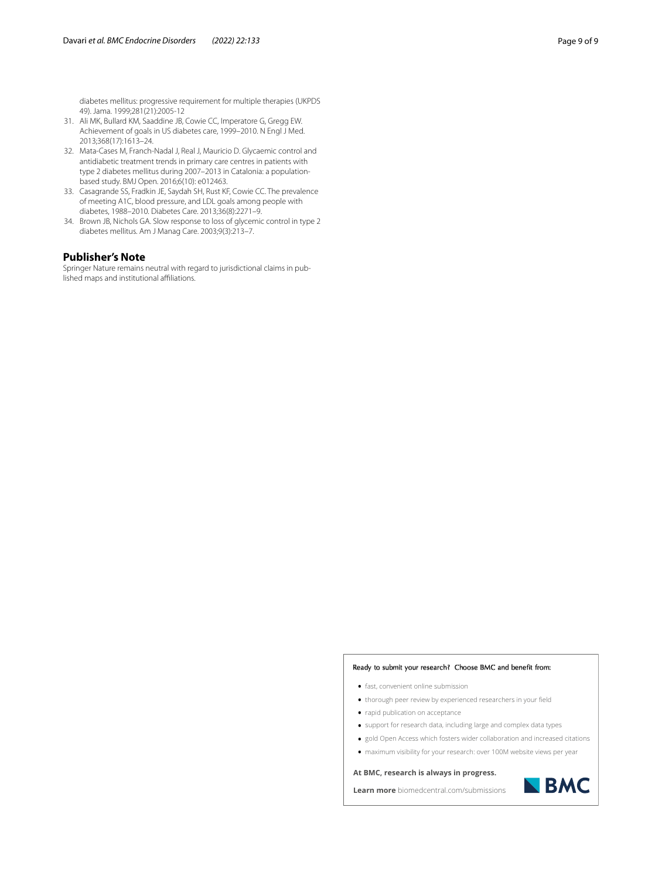diabetes mellitus: progressive requirement for multiple therapies (UKPDS 49). Jama. 1999;281(21):2005-12

31. Ali MK, Bullard KM, Saaddine JB, Cowie CC, Imperatore G, Gregg EW. Achievement of goals in US diabetes care, 1999–2010. N Engl J Med. 2013;368(17):1613–24.
32. Mata-Cases M, Franch-Nadal J, Real J, Mauricio D. Glycaemic control and antidiabetic treatment trends in primary care centres in patients with type 2 diabetes mellitus during 2007–2013 in Catalonia: a population-based study. BMJ Open. 2016;6(10): e012463.
33. Casagrande SS, Fradkin JE, Saydah SH, Rust KF, Cowie CC. The prevalence of meeting A1C, blood pressure, and LDL goals among people with diabetes, 1988–2010. Diabetes Care. 2013;36(8):2271–9.
34. Brown JB, Nichols GA. Slow response to loss of glycemic control in type 2 diabetes mellitus. Am J Manag Care. 2003;9(3):213–7.

## Publisher's Note

Springer Nature remains neutral with regard to jurisdictional claims in published maps and institutional affiliations.

Ready to submit your research? Choose BMC and benefit from:

- fast, convenient online submission
- thorough peer review by experienced researchers in your field
- rapid publication on acceptance
- support for research data, including large and complex data types
- gold Open Access which fosters wider collaboration and increased citations
- maximum visibility for your research: over 100M website views per year

**At BMC, research is always in progress.**

**Learn more** biomedcentral.com/submissions

BMC